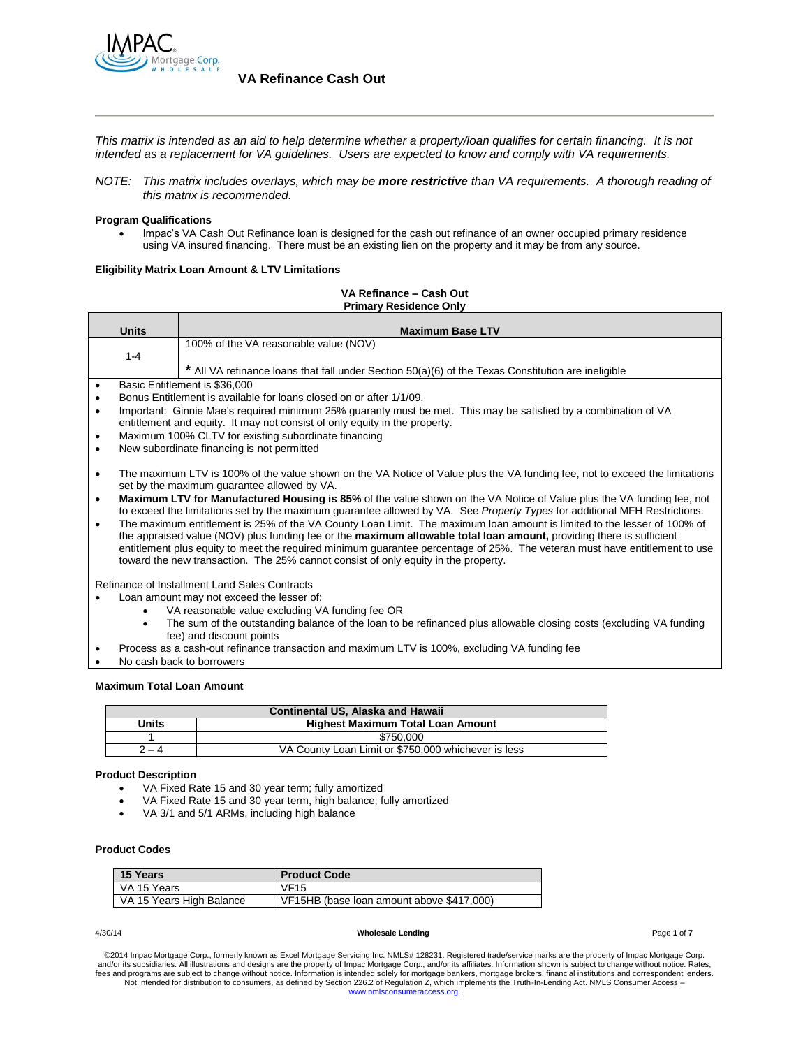# VA Refinance Cash Out

*This matrix is intended as an aid to help determine whether a property/loan qualifies for certain financing. It is not intended as a replacement for VA guidelines. Users are expected to know and comply with VA requirements.*

*NOTE: This matrix includes overlays, which may be **more restrictive** than VA requirements. A thorough reading of this matrix is recommended.*

**Program Qualifications**

- Impac's VA Cash Out Refinance loan is designed for the cash out refinance of an owner occupied primary residence using VA insured financing. There must be an existing lien on the property and it may be from any source.

**Eligibility Matrix Loan Amount & LTV Limitations**

**VA Refinance – Cash Out**
**Primary Residence Only**

| Units | Maximum Base LTV |
|---|---|
| 1-4 | 100% of the VA reasonable value (NOV)<br><br>* All VA refinance loans that fall under Section 50(a)(6) of the Texas Constitution are ineligible |

- Basic Entitlement is $36,000
- Bonus Entitlement is available for loans closed on or after 1/1/09.
- Important: Ginnie Mae's required minimum 25% guaranty must be met. This may be satisfied by a combination of VA entitlement and equity. It may not consist of only equity in the property.
- Maximum 100% CLTV for existing subordinate financing
- New subordinate financing is not permitted

- The maximum LTV is 100% of the value shown on the VA Notice of Value plus the VA funding fee, not to exceed the limitations set by the maximum guarantee allowed by VA.
- **Maximum LTV for Manufactured Housing is 85%** of the value shown on the VA Notice of Value plus the VA funding fee, not to exceed the limitations set by the maximum guarantee allowed by VA. See *Property Types* for additional MFH Restrictions.
- The maximum entitlement is 25% of the VA County Loan Limit. The maximum loan amount is limited to the lesser of 100% of the appraised value (NOV) plus funding fee or the **maximum allowable total loan amount,** providing there is sufficient entitlement plus equity to meet the required minimum guarantee percentage of 25%. The veteran must have entitlement to use toward the new transaction. The 25% cannot consist of only equity in the property.

Refinance of Installment Land Sales Contracts

- Loan amount may not exceed the lesser of:
  - VA reasonable value excluding VA funding fee OR
  - The sum of the outstanding balance of the loan to be refinanced plus allowable closing costs (excluding VA funding fee) and discount points
- Process as a cash-out refinance transaction and maximum LTV is 100%, excluding VA funding fee
- No cash back to borrowers

**Maximum Total Loan Amount**

| Continental US, Alaska and Hawaii | |
|---|---|
| **Units** | **Highest Maximum Total Loan Amount** |
| 1 | $750,000 |
| 2 – 4 | VA County Loan Limit or $750,000 whichever is less |

**Product Description**

- VA Fixed Rate 15 and 30 year term; fully amortized
- VA Fixed Rate 15 and 30 year term, high balance; fully amortized
- VA 3/1 and 5/1 ARMs, including high balance

**Product Codes**

| 15 Years | Product Code |
|---|---|
| VA 15 Years | VF15 |
| VA 15 Years High Balance | VF15HB (base loan amount above $417,000) |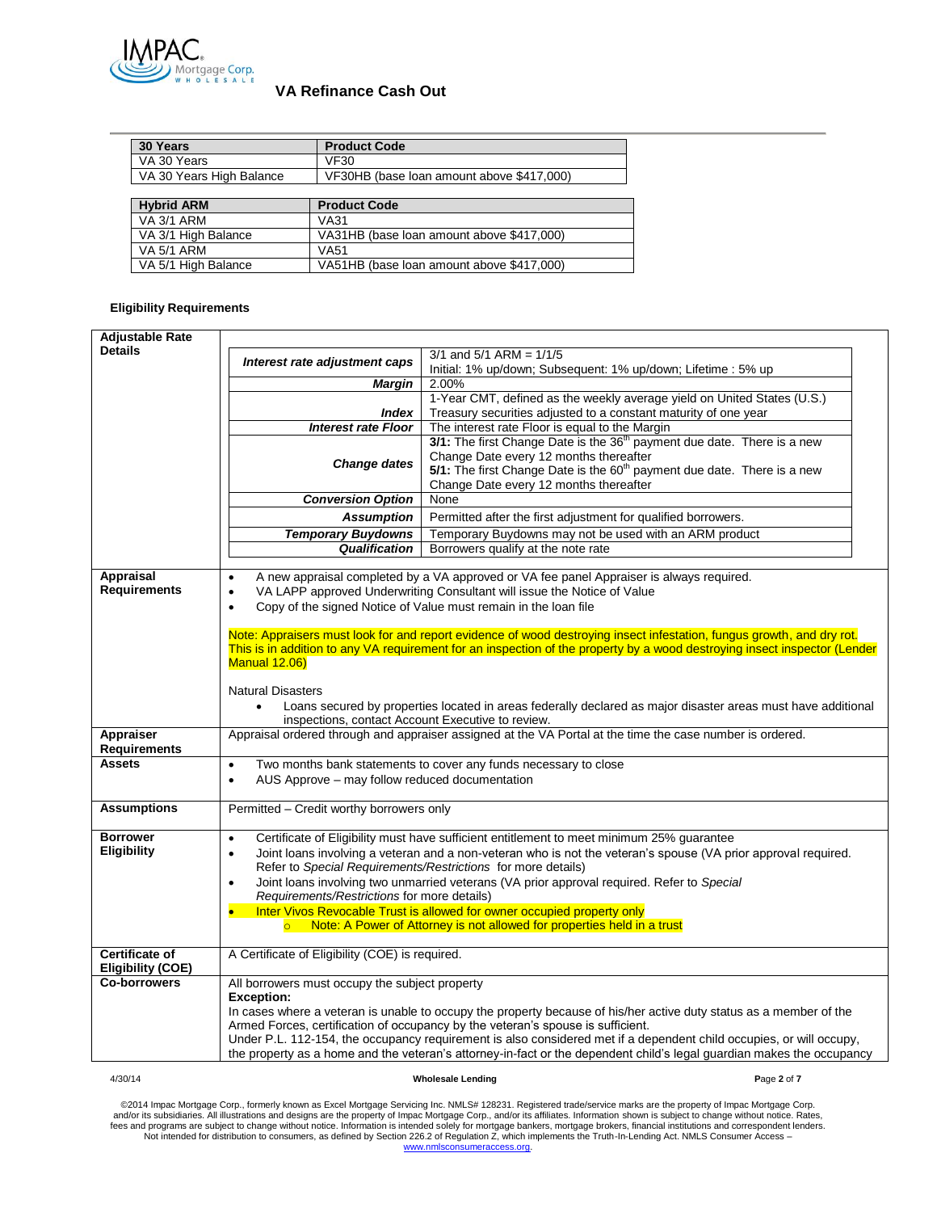# VA Refinance Cash Out

| 30 Years | Product Code |
|---|---|
| VA 30 Years | VF30 |
| VA 30 Years High Balance | VF30HB (base loan amount above $417,000) |

| Hybrid ARM | Product Code |
|---|---|
| VA 3/1 ARM | VA31 |
| VA 3/1 High Balance | VA31HB (base loan amount above $417,000) |
| VA 5/1 ARM | VA51 |
| VA 5/1 High Balance | VA51HB (base loan amount above $417,000) |

**Eligibility Requirements**

| | |
|---|---|
| **Adjustable Rate Details** | ***Interest rate adjustment caps***: 3/1 and 5/1 ARM = 1/1/5 Initial: 1% up/down; Subsequent: 1% up/down; Lifetime : 5% up<br>***Margin***: 2.00%<br>***Index***: 1-Year CMT, defined as the weekly average yield on United States (U.S.) Treasury securities adjusted to a constant maturity of one year<br>***Interest rate Floor***: The interest rate Floor is equal to the Margin<br>***Change dates***: **3/1:** The first Change Date is the 36th payment due date. There is a new Change Date every 12 months thereafter **5/1:** The first Change Date is the 60th payment due date. There is a new Change Date every 12 months thereafter<br>***Conversion Option***: None<br>***Assumption***: Permitted after the first adjustment for qualified borrowers.<br>***Temporary Buydowns***: Temporary Buydowns may not be used with an ARM product<br>***Qualification***: Borrowers qualify at the note rate |
| **Appraisal Requirements** | • A new appraisal completed by a VA approved or VA fee panel Appraiser is always required.<br>• VA LAPP approved Underwriting Consultant will issue the Notice of Value<br>• Copy of the signed Notice of Value must remain in the loan file<br><br>Note: Appraisers must look for and report evidence of wood destroying insect infestation, fungus growth, and dry rot. This is in addition to any VA requirement for an inspection of the property by a wood destroying insect inspector (Lender Manual 12.06)<br><br>Natural Disasters<br>• Loans secured by properties located in areas federally declared as major disaster areas must have additional inspections, contact Account Executive to review. |
| **Appraiser Requirements** | Appraisal ordered through and appraiser assigned at the VA Portal at the time the case number is ordered. |
| **Assets** | • Two months bank statements to cover any funds necessary to close<br>• AUS Approve – may follow reduced documentation |
| **Assumptions** | Permitted – Credit worthy borrowers only |
| **Borrower Eligibility** | • Certificate of Eligibility must have sufficient entitlement to meet minimum 25% guarantee<br>• Joint loans involving a veteran and a non-veteran who is not the veteran's spouse (VA prior approval required. Refer to *Special Requirements/Restrictions* for more details)<br>• Joint loans involving two unmarried veterans (VA prior approval required. Refer to *Special Requirements/Restrictions* for more details)<br>• Inter Vivos Revocable Trust is allowed for owner occupied property only<br>&nbsp;&nbsp;&nbsp;&nbsp;○ Note: A Power of Attorney is not allowed for properties held in a trust |
| **Certificate of Eligibility (COE)** | A Certificate of Eligibility (COE) is required. |
| **Co-borrowers** | All borrowers must occupy the subject property<br>**Exception:**<br>In cases where a veteran is unable to occupy the property because of his/her active duty status as a member of the Armed Forces, certification of occupancy by the veteran's spouse is sufficient.<br>Under P.L. 112-154, the occupancy requirement is also considered met if a dependent child occupies, or will occupy, the property as a home and the veteran's attorney-in-fact or the dependent child's legal guardian makes the occupancy |

4/30/14 Wholesale Lending

©2014 Impac Mortgage Corp., formerly known as Excel Mortgage Servicing Inc. NMLS# 128231. Registered trade/service marks are the property of Impac Mortgage Corp. and/or its subsidiaries. All illustrations and designs are the property of Impac Mortgage Corp., and/or its affiliates. Information shown is subject to change without notice. Rates, fees and programs are subject to change without notice. Information is intended solely for mortgage bankers, mortgage brokers, financial institutions and correspondent lenders. Not intended for distribution to consumers, as defined by Section 226.2 of Regulation Z, which implements the Truth-In-Lending Act. NMLS Consumer Access – www.nmlsconsumeraccess.org.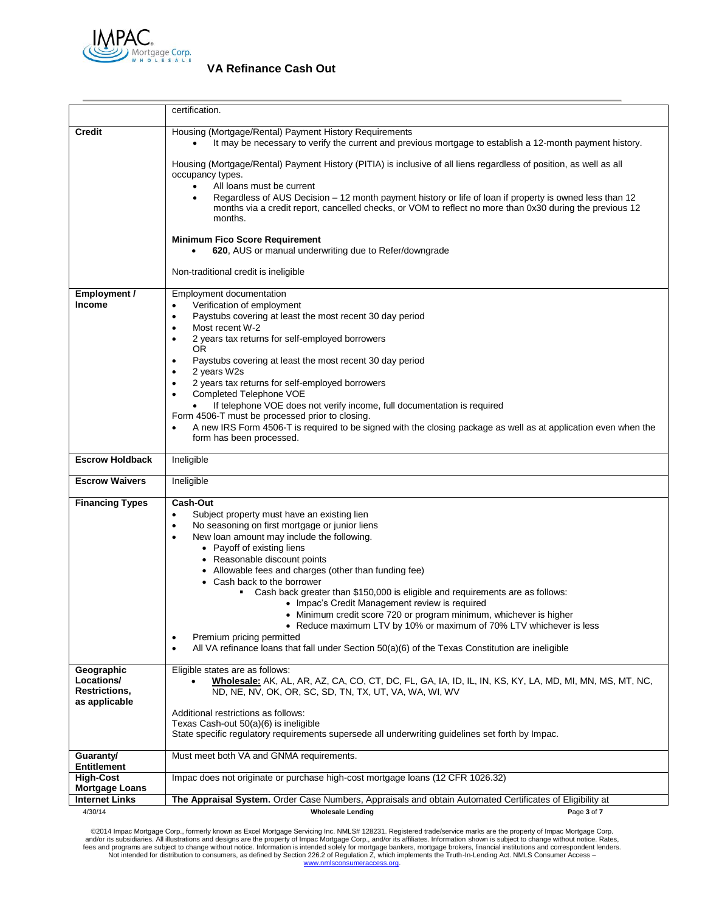| | |
|---|---|
| | certification. |
| **Credit** | Housing (Mortgage/Rental) Payment History Requirements<br>• It may be necessary to verify the current and previous mortgage to establish a 12-month payment history.<br><br>Housing (Mortgage/Rental) Payment History (PITIA) is inclusive of all liens regardless of position, as well as all occupancy types.<br>• All loans must be current<br>• Regardless of AUS Decision – 12 month payment history or life of loan if property is owned less than 12 months via a credit report, cancelled checks, or VOM to reflect no more than 0x30 during the previous 12 months.<br><br>**Minimum Fico Score Requirement**<br>• **620**, AUS or manual underwriting due to Refer/downgrade<br><br>Non-traditional credit is ineligible |
| **Employment / Income** | Employment documentation<br>• Verification of employment<br>• Paystubs covering at least the most recent 30 day period<br>• Most recent W-2<br>• 2 years tax returns for self-employed borrowers<br>OR<br>• Paystubs covering at least the most recent 30 day period<br>• 2 years W2s<br>• 2 years tax returns for self-employed borrowers<br>• Completed Telephone VOE<br>  • If telephone VOE does not verify income, full documentation is required<br>Form 4506-T must be processed prior to closing.<br>• A new IRS Form 4506-T is required to be signed with the closing package as well as at application even when the form has been processed. |
| **Escrow Holdback** | Ineligible |
| **Escrow Waivers** | Ineligible |
| **Financing Types** | **Cash-Out**<br>• Subject property must have an existing lien<br>• No seasoning on first mortgage or junior liens<br>• New loan amount may include the following.<br>  • Payoff of existing liens<br>  • Reasonable discount points<br>  • Allowable fees and charges (other than funding fee)<br>  • Cash back to the borrower<br>    ▪ Cash back greater than $150,000 is eligible and requirements are as follows:<br>      • Impac's Credit Management review is required<br>      • Minimum credit score 720 or program minimum, whichever is higher<br>      • Reduce maximum LTV by 10% or maximum of 70% LTV whichever is less<br>• Premium pricing permitted<br>• All VA refinance loans that fall under Section 50(a)(6) of the Texas Constitution are ineligible |
| **Geographic Locations/ Restrictions, as applicable** | Eligible states are as follows:<br>• **Wholesale:** AK, AL, AR, AZ, CA, CO, CT, DC, FL, GA, IA, ID, IL, IN, KS, KY, LA, MD, MI, MN, MS, MT, NC, ND, NE, NV, OK, OR, SC, SD, TN, TX, UT, VA, WA, WI, WV<br><br>Additional restrictions as follows:<br>Texas Cash-out 50(a)(6) is ineligible<br>State specific regulatory requirements supersede all underwriting guidelines set forth by Impac. |
| **Guaranty/ Entitlement** | Must meet both VA and GNMA requirements. |
| **High-Cost Mortgage Loans** | Impac does not originate or purchase high-cost mortgage loans (12 CFR 1026.32) |
| **Internet Links** | **The Appraisal System.** Order Case Numbers, Appraisals and obtain Automated Certificates of Eligibility at |

©2014 Impac Mortgage Corp., formerly known as Excel Mortgage Servicing Inc. NMLS# 128231. Registered trade/service marks are the property of Impac Mortgage Corp. and/or its subsidiaries. All illustrations and designs are the property of Impac Mortgage Corp., and/or its affiliates. Information shown is subject to change without notice. Rates, fees and programs are subject to change without notice. Information is intended solely for mortgage bankers, mortgage brokers, financial institutions and correspondent lenders. Not intended for distribution to consumers, as defined by Section 226.2 of Regulation Z, which implements the Truth-In-Lending Act. NMLS Consumer Access – www.nmlsconsumeraccess.org.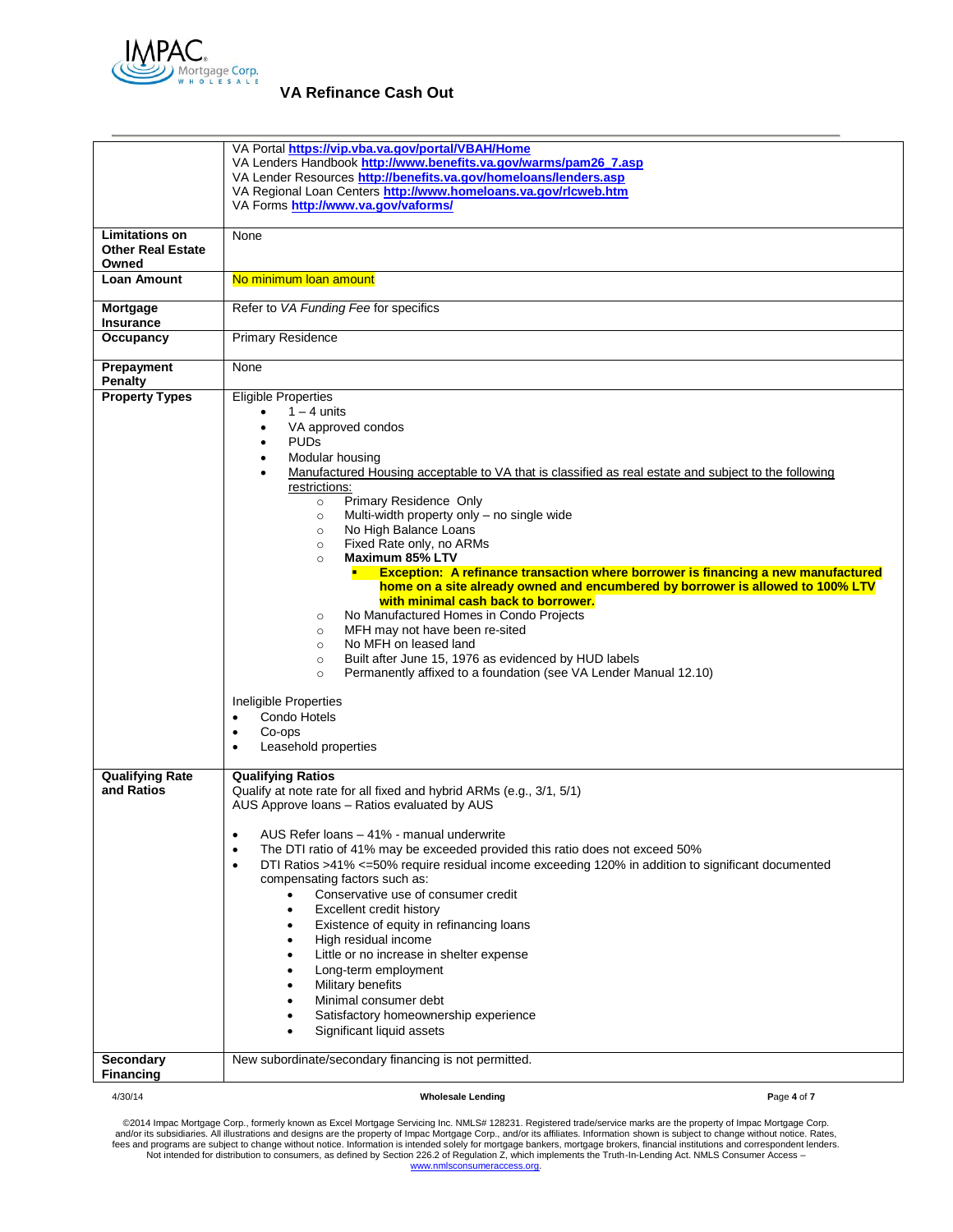# VA Refinance Cash Out

| | |
|---|---|
| | VA Portal **https://vip.vba.va.gov/portal/VBAH/Home**<br>VA Lenders Handbook **http://www.benefits.va.gov/warms/pam26_7.asp**<br>VA Lender Resources **http://benefits.va.gov/homeloans/lenders.asp**<br>VA Regional Loan Centers **http://www.homeloans.va.gov/rlcweb.htm**<br>VA Forms **http://www.va.gov/vaforms/** |
| **Limitations on Other Real Estate Owned** | None |
| **Loan Amount** | No minimum loan amount |
| **Mortgage Insurance** | Refer to *VA Funding Fee* for specifics |
| **Occupancy** | Primary Residence |
| **Prepayment Penalty** | None |
| **Property Types** | Eligible Properties<br>• 1 – 4 units<br>• VA approved condos<br>• PUDs<br>• Modular housing<br>• Manufactured Housing acceptable to VA that is classified as real estate and subject to the following restrictions:<br>&nbsp;&nbsp;&nbsp;&nbsp;○ Primary Residence Only<br>&nbsp;&nbsp;&nbsp;&nbsp;○ Multi-width property only – no single wide<br>&nbsp;&nbsp;&nbsp;&nbsp;○ No High Balance Loans<br>&nbsp;&nbsp;&nbsp;&nbsp;○ Fixed Rate only, no ARMs<br>&nbsp;&nbsp;&nbsp;&nbsp;○ **Maximum 85% LTV**<br>&nbsp;&nbsp;&nbsp;&nbsp;&nbsp;&nbsp;&nbsp;&nbsp;▪ **Exception: A refinance transaction where borrower is financing a new manufactured home on a site already owned and encumbered by borrower is allowed to 100% LTV with minimal cash back to borrower.**<br>&nbsp;&nbsp;&nbsp;&nbsp;○ No Manufactured Homes in Condo Projects<br>&nbsp;&nbsp;&nbsp;&nbsp;○ MFH may not have been re-sited<br>&nbsp;&nbsp;&nbsp;&nbsp;○ No MFH on leased land<br>&nbsp;&nbsp;&nbsp;&nbsp;○ Built after June 15, 1976 as evidenced by HUD labels<br>&nbsp;&nbsp;&nbsp;&nbsp;○ Permanently affixed to a foundation (see VA Lender Manual 12.10)<br><br>Ineligible Properties<br>• Condo Hotels<br>• Co-ops<br>• Leasehold properties |
| **Qualifying Rate and Ratios** | **Qualifying Ratios**<br>Qualify at note rate for all fixed and hybrid ARMs (e.g., 3/1, 5/1)<br>AUS Approve loans – Ratios evaluated by AUS<br><br>• AUS Refer loans – 41% - manual underwrite<br>• The DTI ratio of 41% may be exceeded provided this ratio does not exceed 50%<br>• DTI Ratios >41% <=50% require residual income exceeding 120% in addition to significant documented compensating factors such as:<br>&nbsp;&nbsp;&nbsp;&nbsp;• Conservative use of consumer credit<br>&nbsp;&nbsp;&nbsp;&nbsp;• Excellent credit history<br>&nbsp;&nbsp;&nbsp;&nbsp;• Existence of equity in refinancing loans<br>&nbsp;&nbsp;&nbsp;&nbsp;• High residual income<br>&nbsp;&nbsp;&nbsp;&nbsp;• Little or no increase in shelter expense<br>&nbsp;&nbsp;&nbsp;&nbsp;• Long-term employment<br>&nbsp;&nbsp;&nbsp;&nbsp;• Military benefits<br>&nbsp;&nbsp;&nbsp;&nbsp;• Minimal consumer debt<br>&nbsp;&nbsp;&nbsp;&nbsp;• Satisfactory homeownership experience<br>&nbsp;&nbsp;&nbsp;&nbsp;• Significant liquid assets |
| **Secondary Financing** | New subordinate/secondary financing is not permitted. |

©2014 Impac Mortgage Corp., formerly known as Excel Mortgage Servicing Inc. NMLS# 128231. Registered trade/service marks are the property of Impac Mortgage Corp. and/or its subsidiaries. All illustrations and designs are the property of Impac Mortgage Corp., and/or its affiliates. Information shown is subject to change without notice. Rates, fees and programs are subject to change without notice. Information is intended solely for mortgage bankers, mortgage brokers, financial institutions and correspondent lenders. Not intended for distribution to consumers, as defined by Section 226.2 of Regulation Z, which implements the Truth-In-Lending Act. NMLS Consumer Access – www.nmlsconsumeraccess.org.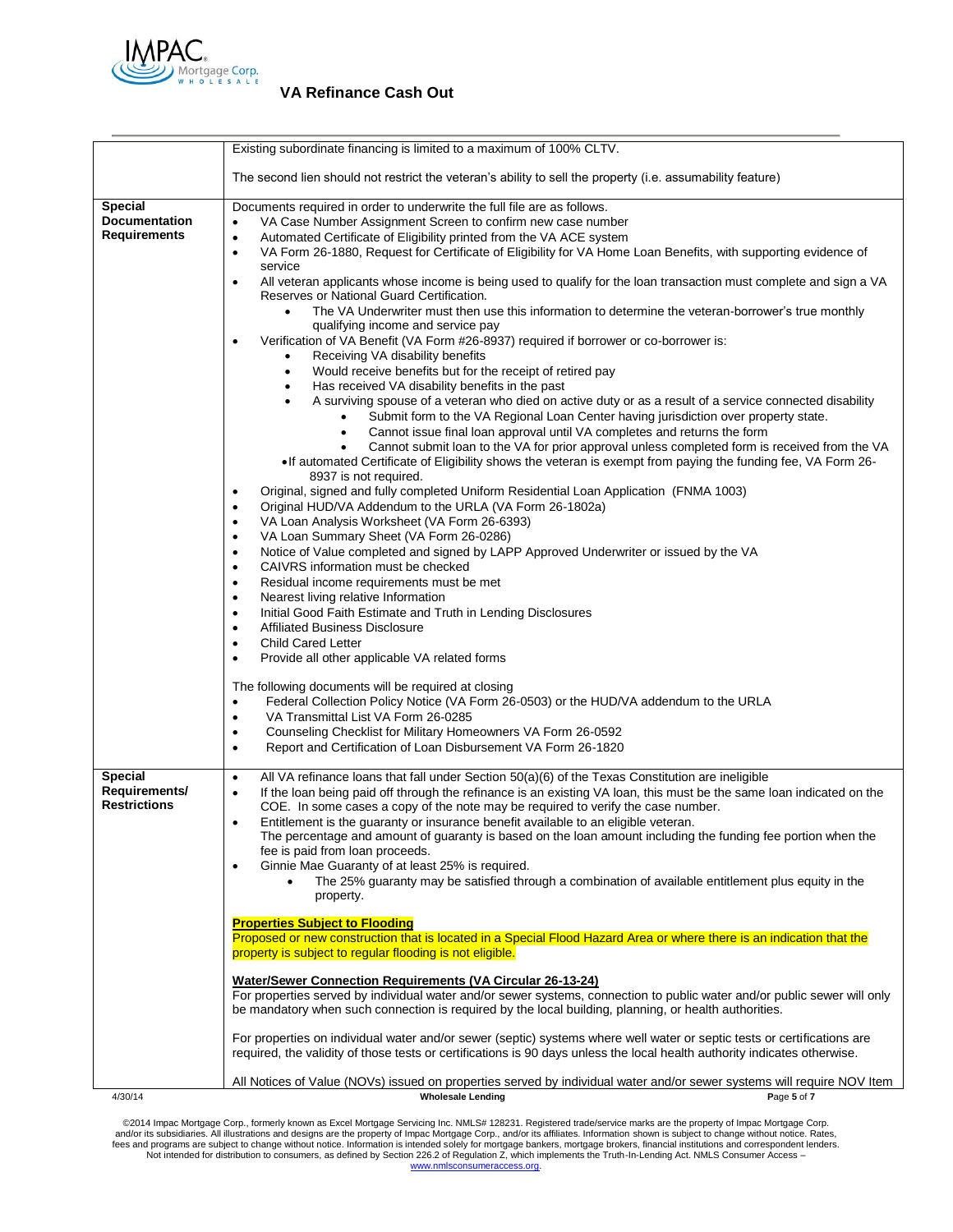| | |
|---|---|
| | Existing subordinate financing is limited to a maximum of 100% CLTV.<br><br>The second lien should not restrict the veteran's ability to sell the property (i.e. assumability feature) |
| **Special Documentation Requirements** | Documents required in order to underwrite the full file are as follows:<br>• VA Case Number Assignment Screen to confirm new case number<br>• Automated Certificate of Eligibility printed from the VA ACE system<br>• VA Form 26-1880, Request for Certificate of Eligibility for VA Home Loan Benefits, with supporting evidence of service<br>• All veteran applicants whose income is being used to qualify for the loan transaction must complete and sign a VA Reserves or National Guard Certification.<br>&nbsp;&nbsp;&nbsp;&nbsp;• The VA Underwriter must then use this information to determine the veteran-borrower's true monthly qualifying income and service pay<br>• Verification of VA Benefit (VA Form #26-8937) required if borrower or co-borrower is:<br>&nbsp;&nbsp;&nbsp;&nbsp;• Receiving VA disability benefits<br>&nbsp;&nbsp;&nbsp;&nbsp;• Would receive benefits but for the receipt of retired pay<br>&nbsp;&nbsp;&nbsp;&nbsp;• Has received VA disability benefits in the past<br>&nbsp;&nbsp;&nbsp;&nbsp;• A surviving spouse of a veteran who died on active duty or as a result of a service connected disability<br>&nbsp;&nbsp;&nbsp;&nbsp;&nbsp;&nbsp;&nbsp;&nbsp;• Submit form to the VA Regional Loan Center having jurisdiction over property state.<br>&nbsp;&nbsp;&nbsp;&nbsp;&nbsp;&nbsp;&nbsp;&nbsp;• Cannot issue final loan approval until VA completes and returns the form<br>&nbsp;&nbsp;&nbsp;&nbsp;&nbsp;&nbsp;&nbsp;&nbsp;• Cannot submit loan to the VA for prior approval unless completed form is received from the VA<br>&nbsp;&nbsp;&nbsp;&nbsp;• If automated Certificate of Eligibility shows the veteran is exempt from paying the funding fee, VA Form 26-8937 is not required.<br>• Original, signed and fully completed Uniform Residential Loan Application (FNMA 1003)<br>• Original HUD/VA Addendum to the URLA (VA Form 26-1802a)<br>• VA Loan Analysis Worksheet (VA Form 26-6393)<br>• VA Loan Summary Sheet (VA Form 26-0286)<br>• Notice of Value completed and signed by LAPP Approved Underwriter or issued by the VA<br>• CAIVRS information must be checked<br>• Residual income requirements must be met<br>• Nearest living relative Information<br>• Initial Good Faith Estimate and Truth in Lending Disclosures<br>• Affiliated Business Disclosure<br>• Child Cared Letter<br>• Provide all other applicable VA related forms<br><br>The following documents will be required at closing<br>• Federal Collection Policy Notice (VA Form 26-0503) or the HUD/VA addendum to the URLA<br>• VA Transmittal List VA Form 26-0285<br>• Counseling Checklist for Military Homeowners VA Form 26-0592<br>• Report and Certification of Loan Disbursement VA Form 26-1820 |
| **Special Requirements/ Restrictions** | • All VA refinance loans that fall under Section 50(a)(6) of the Texas Constitution are ineligible<br>• If the loan being paid off through the refinance is an existing VA loan, this must be the same loan indicated on the COE. In some cases a copy of the note may be required to verify the case number.<br>• Entitlement is the guaranty or insurance benefit available to an eligible veteran.<br>The percentage and amount of guaranty is based on the loan amount including the funding fee portion when the fee is paid from loan proceeds.<br>• Ginnie Mae Guaranty of at least 25% is required.<br>&nbsp;&nbsp;&nbsp;&nbsp;• The 25% guaranty may be satisfied through a combination of available entitlement plus equity in the property.<br><br>**Properties Subject to Flooding**<br>Proposed or new construction that is located in a Special Flood Hazard Area or where there is an indication that the property is subject to regular flooding is not eligible.<br><br>**Water/Sewer Connection Requirements (VA Circular 26-13-24)**<br>For properties served by individual water and/or sewer systems, connection to public water and/or public sewer will only be mandatory when such connection is required by the local building, planning, or health authorities.<br><br>For properties on individual water and/or sewer (septic) systems where well water or septic tests or certifications are required, the validity of those tests or certifications is 90 days unless the local health authority indicates otherwise.<br><br>All Notices of Value (NOVs) issued on properties served by individual water and/or sewer systems will require NOV Item |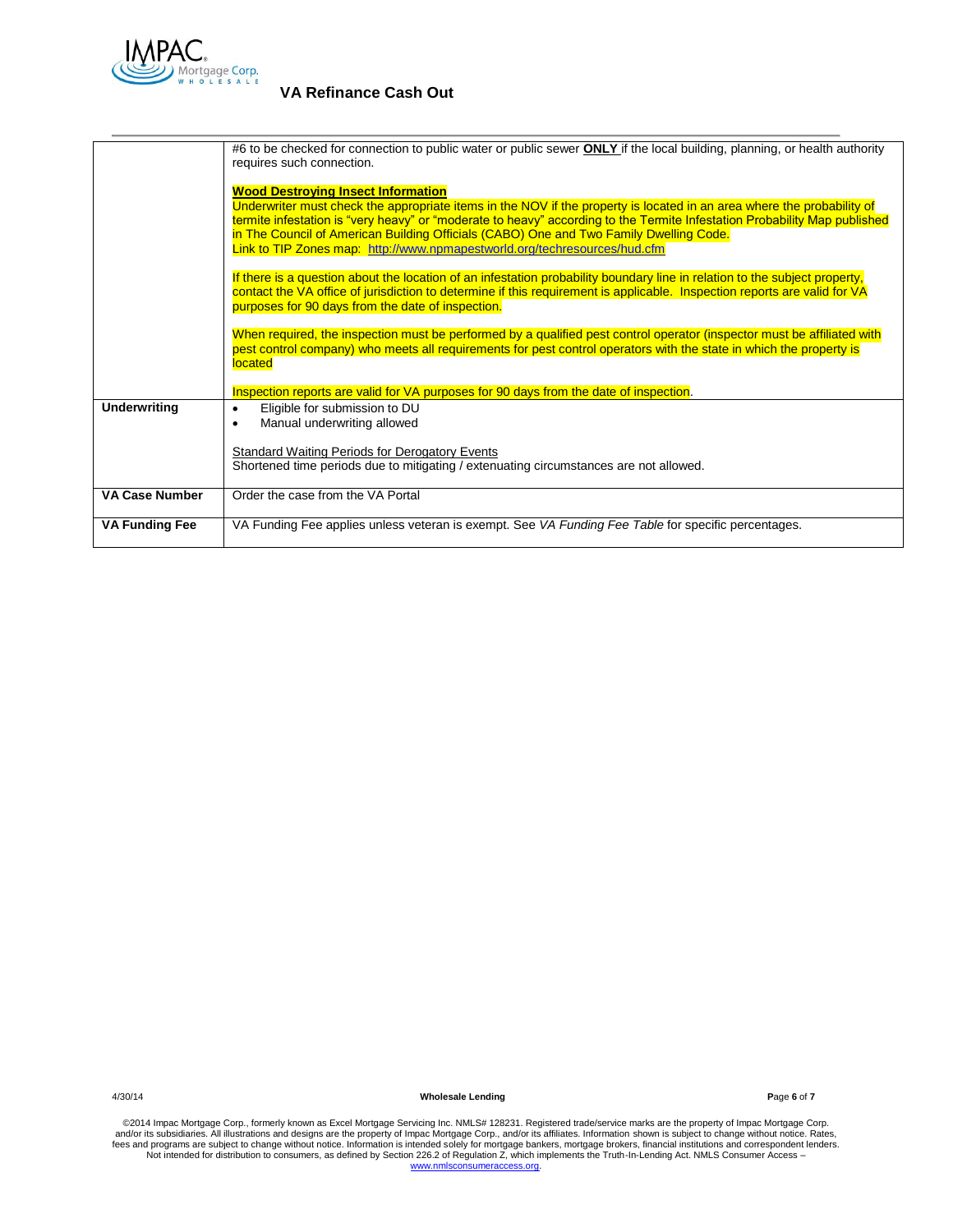| | |
|---|---|
| | #6 to be checked for connection to public water or public sewer **ONLY** if the local building, planning, or health authority requires such connection.<br><br>**Wood Destroying Insect Information**<br>Underwriter must check the appropriate items in the NOV if the property is located in an area where the probability of termite infestation is "very heavy" or "moderate to heavy" according to the Termite Infestation Probability Map published in The Council of American Building Officials (CABO) One and Two Family Dwelling Code.<br>Link to TIP Zones map: http://www.npmapestworld.org/techresources/hud.cfm<br><br>If there is a question about the location of an infestation probability boundary line in relation to the subject property, contact the VA office of jurisdiction to determine if this requirement is applicable. Inspection reports are valid for VA purposes for 90 days from the date of inspection.<br><br>When required, the inspection must be performed by a qualified pest control operator (inspector must be affiliated with pest control company) who meets all requirements for pest control operators with the state in which the property is located<br><br>Inspection reports are valid for VA purposes for 90 days from the date of inspection. |
| **Underwriting** | • Eligible for submission to DU<br>• Manual underwriting allowed<br><br>Standard Waiting Periods for Derogatory Events<br>Shortened time periods due to mitigating / extenuating circumstances are not allowed. |
| **VA Case Number** | Order the case from the VA Portal |
| **VA Funding Fee** | VA Funding Fee applies unless veteran is exempt. See *VA Funding Fee Table* for specific percentages. |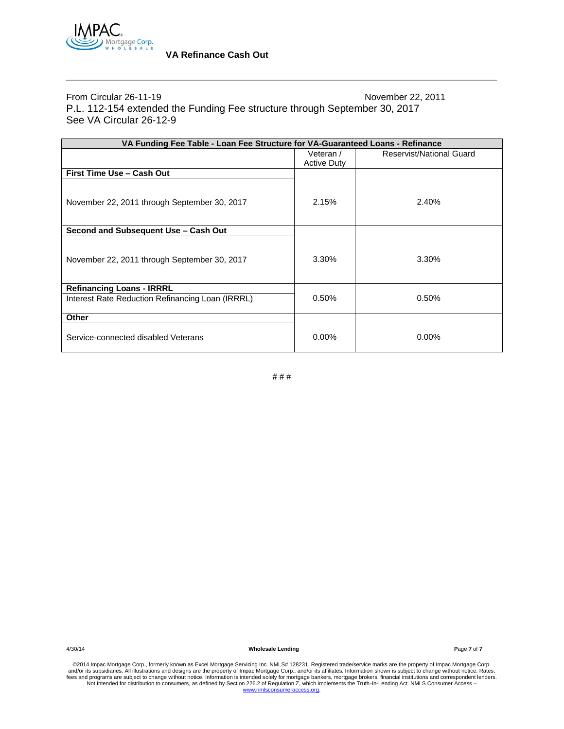# VA Refinance Cash Out

From Circular 26-11-19 November 22, 2011

P.L. 112-154 extended the Funding Fee structure through September 30, 2017

See VA Circular 26-12-9

| VA Funding Fee Table - Loan Fee Structure for VA-Guaranteed Loans - Refinance | | |
|---|---|---|
| | Veteran / Active Duty | Reservist/National Guard |
| **First Time Use – Cash Out** | | |
| November 22, 2011 through September 30, 2017 | 2.15% | 2.40% |
| **Second and Subsequent Use – Cash Out** | | |
| November 22, 2011 through September 30, 2017 | 3.30% | 3.30% |
| **Refinancing Loans - IRRRL** | | |
| Interest Rate Reduction Refinancing Loan (IRRRL) | 0.50% | 0.50% |
| **Other** | | |
| Service-connected disabled Veterans | 0.00% | 0.00% |

# # #

©2014 Impac Mortgage Corp., formerly known as Excel Mortgage Servicing Inc. NMLS# 128231. Registered trade/service marks are the property of Impac Mortgage Corp. and/or its subsidiaries. All illustrations and designs are the property of Impac Mortgage Corp., and/or its affiliates. Information shown is subject to change without notice. Rates, fees and programs are subject to change without notice. Information is intended solely for mortgage bankers, mortgage brokers, financial institutions and correspondent lenders. Not intended for distribution to consumers, as defined by Section 226.2 of Regulation Z, which implements the Truth-In-Lending Act. NMLS Consumer Access – www.nmlsconsumeraccess.org.